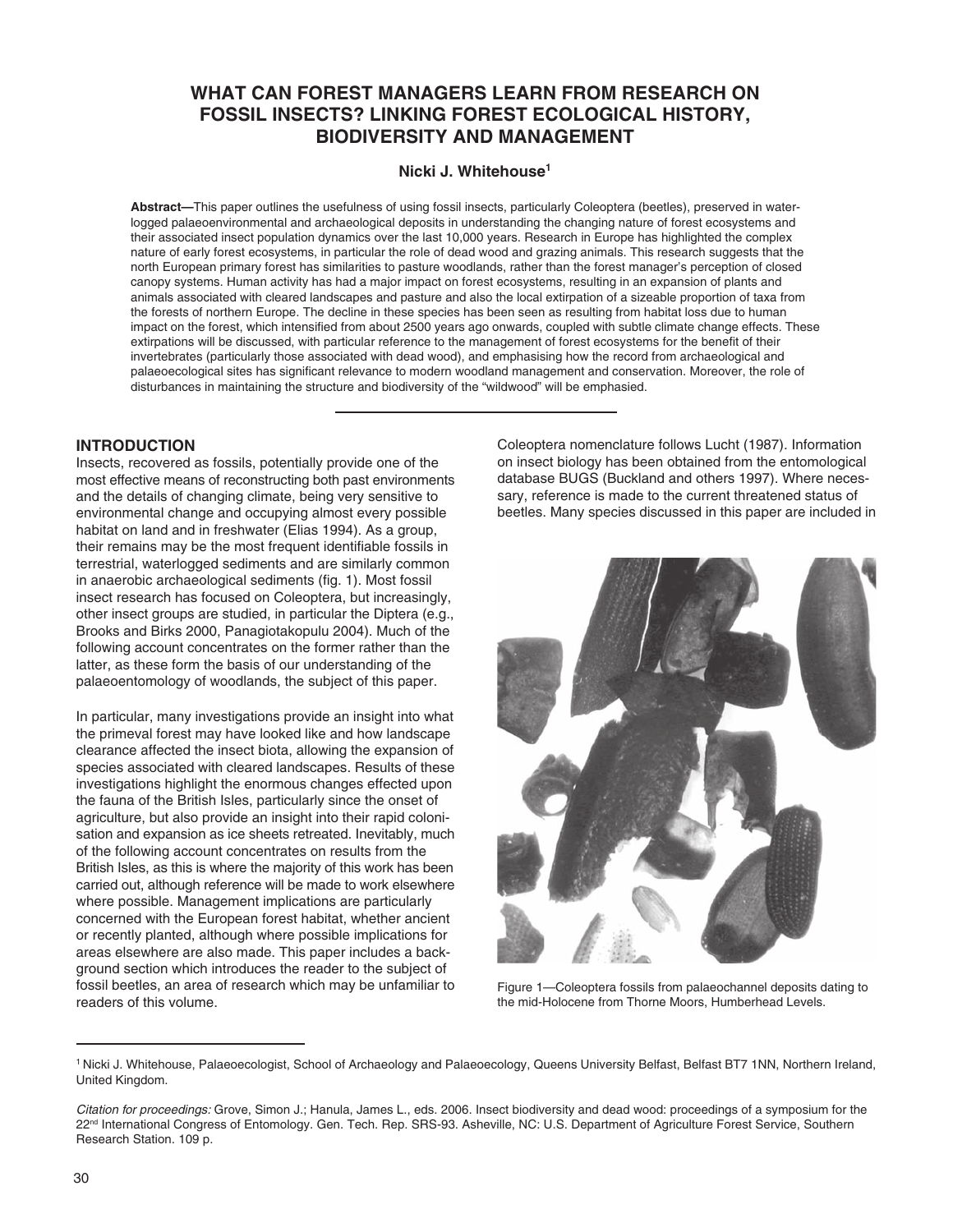# WHAT CAN FOREST MANAGERS LEARN FROM RESEARCH ON FOSSIL INSECTS? LINKING FOREST ECOLOGICAL HISTORY, BIODIVERSITY AND MANAGEMENT

**Nicki J. Whitehouse**[1]

**Abstract—**This paper outlines the usefulness of using fossil insects, particularly Coleoptera (beetles), preserved in waterlogged palaeoenvironmental and archaeological deposits in understanding the changing nature of forest ecosystems and their associated insect population dynamics over the last 10,000 years. Research in Europe has highlighted the complex nature of early forest ecosystems, in particular the role of dead wood and grazing animals. This research suggests that the north European primary forest has similarities to pasture woodlands, rather than the forest manager's perception of closed canopy systems. Human activity has had a major impact on forest ecosystems, resulting in an expansion of plants and animals associated with cleared landscapes and pasture and also the local extirpation of a sizeable proportion of taxa from the forests of northern Europe. The decline in these species has been seen as resulting from habitat loss due to human impact on the forest, which intensified from about 2500 years ago onwards, coupled with subtle climate change effects. These extirpations will be discussed, with particular reference to the management of forest ecosystems for the benefit of their invertebrates (particularly those associated with dead wood), and emphasising how the record from archaeological and palaeoecological sites has significant relevance to modern woodland management and conservation. Moreover, the role of disturbances in maintaining the structure and biodiversity of the "wildwood" will be emphasied.

## INTRODUCTION

Insects, recovered as fossils, potentially provide one of the most effective means of reconstructing both past environments and the details of changing climate, being very sensitive to environmental change and occupying almost every possible habitat on land and in freshwater (Elias 1994). As a group, their remains may be the most frequent identifiable fossils in terrestrial, waterlogged sediments and are similarly common in anaerobic archaeological sediments (fig. 1). Most fossil insect research has focused on Coleoptera, but increasingly, other insect groups are studied, in particular the Diptera (e.g., Brooks and Birks 2000, Panagiotakopulu 2004). Much of the following account concentrates on the former rather than the latter, as these form the basis of our understanding of the palaeoentomology of woodlands, the subject of this paper.

In particular, many investigations provide an insight into what the primeval forest may have looked like and how landscape clearance affected the insect biota, allowing the expansion of species associated with cleared landscapes. Results of these investigations highlight the enormous changes effected upon the fauna of the British Isles, particularly since the onset of agriculture, but also provide an insight into their rapid colonisation and expansion as ice sheets retreated. Inevitably, much of the following account concentrates on results from the British Isles, as this is where the majority of this work has been carried out, although reference will be made to work elsewhere where possible. Management implications are particularly concerned with the European forest habitat, whether ancient or recently planted, although where possible implications for areas elsewhere are also made. This paper includes a background section which introduces the reader to the subject of fossil beetles, an area of research which may be unfamiliar to readers of this volume.

Coleoptera nomenclature follows Lucht (1987). Information on insect biology has been obtained from the entomological database BUGS (Buckland and others 1997). Where necessary, reference is made to the current threatened status of beetles. Many species discussed in this paper are included in

Figure 1—Coleoptera fossils from palaeochannel deposits dating to the mid-Holocene from Thorne Moors, Humberhead Levels.

---

[1] Nicki J. Whitehouse, Palaeoecologist, School of Archaeology and Palaeoecology, Queens University Belfast, Belfast BT7 1NN, Northern Ireland, United Kingdom.

*Citation for proceedings:* Grove, Simon J.; Hanula, James L., eds. 2006. Insect biodiversity and dead wood: proceedings of a symposium for the 22nd International Congress of Entomology. Gen. Tech. Rep. SRS-93. Asheville, NC: U.S. Department of Agriculture Forest Service, Southern Research Station. 109 p.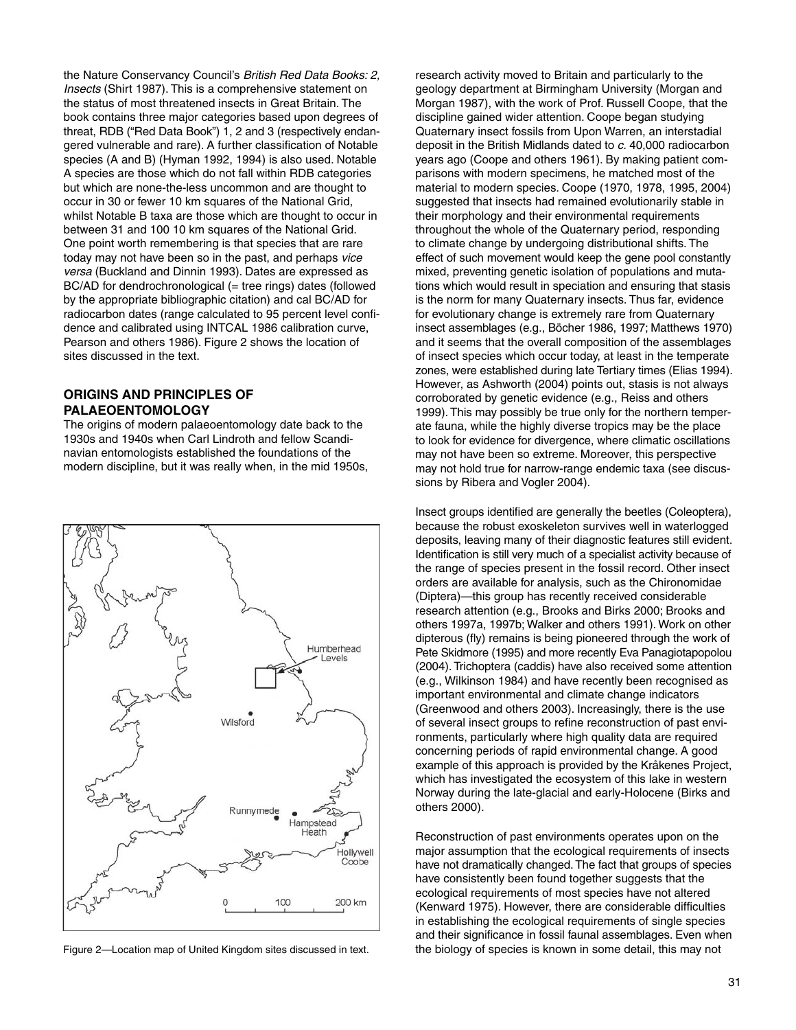the Nature Conservancy Council's *British Red Data Books: 2, Insects* (Shirt 1987). This is a comprehensive statement on the status of most threatened insects in Great Britain. The book contains three major categories based upon degrees of threat, RDB ("Red Data Book") 1, 2 and 3 (respectively endangered vulnerable and rare). A further classification of Notable species (A and B) (Hyman 1992, 1994) is also used. Notable A species are those which do not fall within RDB categories but which are none-the-less uncommon and are thought to occur in 30 or fewer 10 km squares of the National Grid, whilst Notable B taxa are those which are thought to occur in between 31 and 100 10 km squares of the National Grid. One point worth remembering is that species that are rare today may not have been so in the past, and perhaps *vice versa* (Buckland and Dinnin 1993). Dates are expressed as BC/AD for dendrochronological (= tree rings) dates (followed by the appropriate bibliographic citation) and cal BC/AD for radiocarbon dates (range calculated to 95 percent level confidence and calibrated using INTCAL 1986 calibration curve, Pearson and others 1986). Figure 2 shows the location of sites discussed in the text.

## ORIGINS AND PRINCIPLES OF PALAEOENTOMOLOGY

The origins of modern palaeoentomology date back to the 1930s and 1940s when Carl Lindroth and fellow Scandinavian entomologists established the foundations of the modern discipline, but it was really when, in the mid 1950s, research activity moved to Britain and particularly to the geology department at Birmingham University (Morgan and Morgan 1987), with the work of Prof. Russell Coope, that the discipline gained wider attention. Coope began studying Quaternary insect fossils from Upon Warren, an interstadial deposit in the British Midlands dated to *c.* 40,000 radiocarbon years ago (Coope and others 1961). By making patient comparisons with modern specimens, he matched most of the material to modern species. Coope (1970, 1978, 1995, 2004) suggested that insects had remained evolutionarily stable in their morphology and their environmental requirements throughout the whole of the Quaternary period, responding to climate change by undergoing distributional shifts. The effect of such movement would keep the gene pool constantly mixed, preventing genetic isolation of populations and mutations which would result in speciation and ensuring that stasis is the norm for many Quaternary insects. Thus far, evidence for evolutionary change is extremely rare from Quaternary insect assemblages (e.g., Böcher 1986, 1997; Matthews 1970) and it seems that the overall composition of the assemblages of insect species which occur today, at least in the temperate zones, were established during late Tertiary times (Elias 1994). However, as Ashworth (2004) points out, stasis is not always corroborated by genetic evidence (e.g., Reiss and others 1999). This may possibly be true only for the northern temperate fauna, while the highly diverse tropics may be the place to look for evidence for divergence, where climatic oscillations may not have been so extreme. Moreover, this perspective may not hold true for narrow-range endemic taxa (see discussions by Ribera and Vogler 2004).

Figure 2—Location map of United Kingdom sites discussed in text.

Insect groups identified are generally the beetles (Coleoptera), because the robust exoskeleton survives well in waterlogged deposits, leaving many of their diagnostic features still evident. Identification is still very much of a specialist activity because of the range of species present in the fossil record. Other insect orders are available for analysis, such as the Chironomidae (Diptera)—this group has recently received considerable research attention (e.g., Brooks and Birks 2000; Brooks and others 1997a, 1997b; Walker and others 1991). Work on other dipterous (fly) remains is being pioneered through the work of Pete Skidmore (1995) and more recently Eva Panagiotapopolou (2004). Trichoptera (caddis) have also received some attention (e.g., Wilkinson 1984) and have recently been recognised as important environmental and climate change indicators (Greenwood and others 2003). Increasingly, there is the use of several insect groups to refine reconstruction of past environments, particularly where high quality data are required concerning periods of rapid environmental change. A good example of this approach is provided by the Kråkenes Project, which has investigated the ecosystem of this lake in western Norway during the late-glacial and early-Holocene (Birks and others 2000).

Reconstruction of past environments operates upon on the major assumption that the ecological requirements of insects have not dramatically changed. The fact that groups of species have consistently been found together suggests that the ecological requirements of most species have not altered (Kenward 1975). However, there are considerable difficulties in establishing the ecological requirements of single species and their significance in fossil faunal assemblages. Even when the biology of species is known in some detail, this may not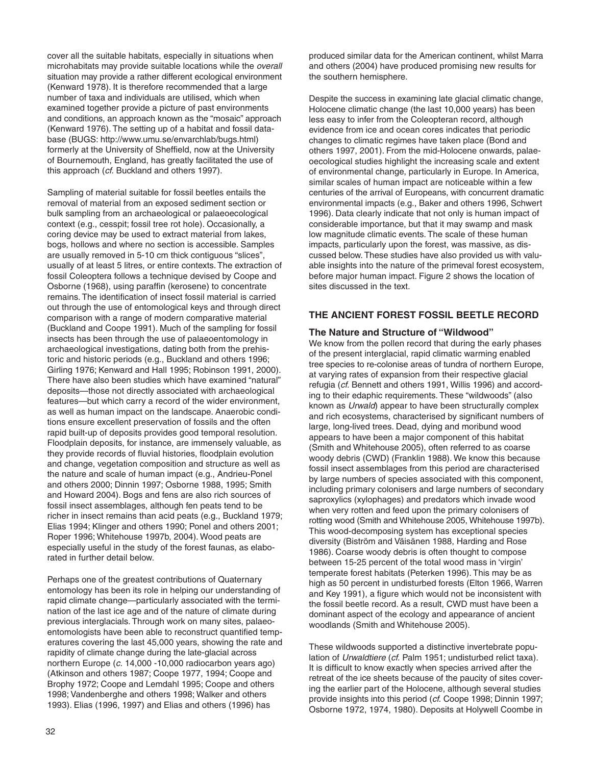cover all the suitable habitats, especially in situations when microhabitats may provide suitable locations while the *overall* situation may provide a rather different ecological environment (Kenward 1978). It is therefore recommended that a large number of taxa and individuals are utilised, which when examined together provide a picture of past environments and conditions, an approach known as the "mosaic" approach (Kenward 1976). The setting up of a habitat and fossil database (BUGS: http://www.umu.se/envarchlab/bugs.html) formerly at the University of Sheffield, now at the University of Bournemouth, England, has greatly facilitated the use of this approach (*cf.* Buckland and others 1997).

Sampling of material suitable for fossil beetles entails the removal of material from an exposed sediment section or bulk sampling from an archaeological or palaeoecological context (e.g., cesspit; fossil tree rot hole). Occasionally, a coring device may be used to extract material from lakes, bogs, hollows and where no section is accessible. Samples are usually removed in 5-10 cm thick contiguous "slices", usually of at least 5 litres, or entire contexts. The extraction of fossil Coleoptera follows a technique devised by Coope and Osborne (1968), using paraffin (kerosene) to concentrate remains. The identification of insect fossil material is carried out through the use of entomological keys and through direct comparison with a range of modern comparative material (Buckland and Coope 1991). Much of the sampling for fossil insects has been through the use of palaeoentomology in archaeological investigations, dating both from the prehistoric and historic periods (e.g., Buckland and others 1996; Girling 1976; Kenward and Hall 1995; Robinson 1991, 2000). There have also been studies which have examined "natural" deposits—those not directly associated with archaeological features—but which carry a record of the wider environment, as well as human impact on the landscape. Anaerobic conditions ensure excellent preservation of fossils and the often rapid built-up of deposits provides good temporal resolution. Floodplain deposits, for instance, are immensely valuable, as they provide records of fluvial histories, floodplain evolution and change, vegetation composition and structure as well as the nature and scale of human impact (e.g., Andrieu-Ponel and others 2000; Dinnin 1997; Osborne 1988, 1995; Smith and Howard 2004). Bogs and fens are also rich sources of fossil insect assemblages, although fen peats tend to be richer in insect remains than acid peats (e.g., Buckland 1979; Elias 1994; Klinger and others 1990; Ponel and others 2001; Roper 1996; Whitehouse 1997b, 2004). Wood peats are especially useful in the study of the forest faunas, as elaborated in further detail below.

Perhaps one of the greatest contributions of Quaternary entomology has been its role in helping our understanding of rapid climate change—particularly associated with the termination of the last ice age and of the nature of climate during previous interglacials. Through work on many sites, palaeoentomologists have been able to reconstruct quantified temperatures covering the last 45,000 years, showing the rate and rapidity of climate change during the late-glacial across northern Europe (*c.* 14,000 -10,000 radiocarbon years ago) (Atkinson and others 1987; Coope 1977, 1994; Coope and Brophy 1972; Coope and Lemdahl 1995; Coope and others 1998; Vandenberghe and others 1998; Walker and others 1993). Elias (1996, 1997) and Elias and others (1996) has produced similar data for the American continent, whilst Marra and others (2004) have produced promising new results for the southern hemisphere.

Despite the success in examining late glacial climatic change, Holocene climatic change (the last 10,000 years) has been less easy to infer from the Coleopteran record, although evidence from ice and ocean cores indicates that periodic changes to climatic regimes have taken place (Bond and others 1997, 2001). From the mid-Holocene onwards, palaeoecological studies highlight the increasing scale and extent of environmental change, particularly in Europe. In America, similar scales of human impact are noticeable within a few centuries of the arrival of Europeans, with concurrent dramatic environmental impacts (e.g., Baker and others 1996, Schwert 1996). Data clearly indicate that not only is human impact of considerable importance, but that it may swamp and mask low magnitude climatic events. The scale of these human impacts, particularly upon the forest, was massive, as discussed below. These studies have also provided us with valuable insights into the nature of the primeval forest ecosystem, before major human impact. Figure 2 shows the location of sites discussed in the text.

## THE ANCIENT FOREST FOSSIL BEETLE RECORD

### The Nature and Structure of "Wildwood"

We know from the pollen record that during the early phases of the present interglacial, rapid climatic warming enabled tree species to re-colonise areas of tundra of northern Europe, at varying rates of expansion from their respective glacial refugia (*cf.* Bennett and others 1991, Willis 1996) and according to their edaphic requirements. These "wildwoods" (also known as *Urwald*) appear to have been structurally complex and rich ecosystems, characterised by significant numbers of large, long-lived trees. Dead, dying and moribund wood appears to have been a major component of this habitat (Smith and Whitehouse 2005), often referred to as coarse woody debris (CWD) (Franklin 1988). We know this because fossil insect assemblages from this period are characterised by large numbers of species associated with this component, including primary colonisers and large numbers of secondary saproxylics (xylophages) and predators which invade wood when very rotten and feed upon the primary colonisers of rotting wood (Smith and Whitehouse 2005, Whitehouse 1997b). This wood-decomposing system has exceptional species diversity (Biström and Väisänen 1988, Harding and Rose 1986). Coarse woody debris is often thought to compose between 15-25 percent of the total wood mass in 'virgin' temperate forest habitats (Peterken 1996). This may be as high as 50 percent in undisturbed forests (Elton 1966, Warren and Key 1991), a figure which would not be inconsistent with the fossil beetle record. As a result, CWD must have been a dominant aspect of the ecology and appearance of ancient woodlands (Smith and Whitehouse 2005).

These wildwoods supported a distinctive invertebrate population of *Urwaldtiere* (*cf.* Palm 1951; undisturbed relict taxa). It is difficult to know exactly when species arrived after the retreat of the ice sheets because of the paucity of sites covering the earlier part of the Holocene, although several studies provide insights into this period (*cf.* Coope 1998; Dinnin 1997; Osborne 1972, 1974, 1980). Deposits at Holywell Coombe in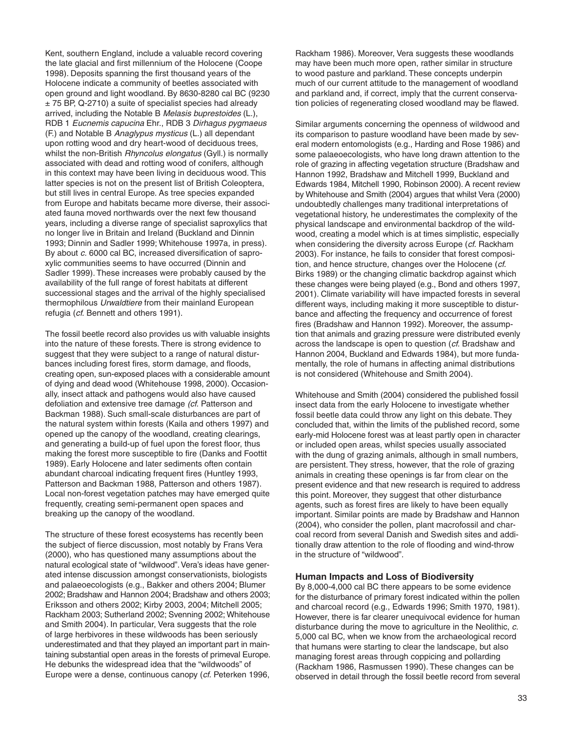Kent, southern England, include a valuable record covering the late glacial and first millennium of the Holocene (Coope 1998). Deposits spanning the first thousand years of the Holocene indicate a community of beetles associated with open ground and light woodland. By 8630-8280 cal BC (9230 ± 75 BP, Q-2710) a suite of specialist species had already arrived, including the Notable B *Melasis buprestoides* (L.), RDB 1 *Eucnemis capucina* Ehr., RDB 3 *Dirhagus pygmaeus* (F.) and Notable B *Anaglypus mysticus* (L.) all dependant upon rotting wood and dry heart-wood of deciduous trees, whilst the non-British *Rhyncolus elongatus* (Gyll.) is normally associated with dead and rotting wood of conifers, although in this context may have been living in deciduous wood. This latter species is not on the present list of British Coleoptera, but still lives in central Europe. As tree species expanded from Europe and habitats became more diverse, their associated fauna moved northwards over the next few thousand years, including a diverse range of specialist saproxylics that no longer live in Britain and Ireland (Buckland and Dinnin 1993; Dinnin and Sadler 1999; Whitehouse 1997a, in press). By about *c.* 6000 cal BC, increased diversification of saproxylic communities seems to have occurred (Dinnin and Sadler 1999). These increases were probably caused by the availability of the full range of forest habitats at different successional stages and the arrival of the highly specialised thermophilous *Urwaldtiere* from their mainland European refugia (*cf.* Bennett and others 1991).

The fossil beetle record also provides us with valuable insights into the nature of these forests. There is strong evidence to suggest that they were subject to a range of natural disturbances including forest fires, storm damage, and floods, creating open, sun-exposed places with a considerable amount of dying and dead wood (Whitehouse 1998, 2000). Occasionally, insect attack and pathogens would also have caused defoliation and extensive tree damage *(cf.* Patterson and Backman 1988). Such small-scale disturbances are part of the natural system within forests (Kaila and others 1997) and opened up the canopy of the woodland, creating clearings, and generating a build-up of fuel upon the forest floor, thus making the forest more susceptible to fire (Danks and Foottit 1989). Early Holocene and later sediments often contain abundant charcoal indicating frequent fires (Huntley 1993, Patterson and Backman 1988, Patterson and others 1987). Local non-forest vegetation patches may have emerged quite frequently, creating semi-permanent open spaces and breaking up the canopy of the woodland.

The structure of these forest ecosystems has recently been the subject of fierce discussion, most notably by Frans Vera (2000), who has questioned many assumptions about the natural ecological state of "wildwood". Vera's ideas have generated intense discussion amongst conservationists, biologists and palaeoecologists (e.g., Bakker and others 2004; Blumer 2002; Bradshaw and Hannon 2004; Bradshaw and others 2003; Eriksson and others 2002; Kirby 2003, 2004; Mitchell 2005; Rackham 2003; Sutherland 2002; Svenning 2002; Whitehouse and Smith 2004). In particular, Vera suggests that the role of large herbivores in these wildwoods has been seriously underestimated and that they played an important part in maintaining substantial open areas in the forests of primeval Europe. He debunks the widespread idea that the "wildwoods" of Europe were a dense, continuous canopy (*cf.* Peterken 1996, Rackham 1986). Moreover, Vera suggests these woodlands may have been much more open, rather similar in structure to wood pasture and parkland. These concepts underpin much of our current attitude to the management of woodland and parkland and, if correct, imply that the current conservation policies of regenerating closed woodland may be flawed.

Similar arguments concerning the openness of wildwood and its comparison to pasture woodland have been made by several modern entomologists (e.g., Harding and Rose 1986) and some palaeoecologists, who have long drawn attention to the role of grazing in affecting vegetation structure (Bradshaw and Hannon 1992, Bradshaw and Mitchell 1999, Buckland and Edwards 1984, Mitchell 1990, Robinson 2000). A recent review by Whitehouse and Smith (2004) argues that whilst Vera (2000) undoubtedly challenges many traditional interpretations of vegetational history, he underestimates the complexity of the physical landscape and environmental backdrop of the wildwood, creating a model which is at times simplistic, especially when considering the diversity across Europe (*cf.* Rackham 2003). For instance, he fails to consider that forest composition, and hence structure, changes over the Holocene (*cf.* Birks 1989) or the changing climatic backdrop against which these changes were being played (e.g., Bond and others 1997, 2001). Climate variability will have impacted forests in several different ways, including making it more susceptible to disturbance and affecting the frequency and occurrence of forest fires (Bradshaw and Hannon 1992). Moreover, the assumption that animals and grazing pressure were distributed evenly across the landscape is open to question (*cf.* Bradshaw and Hannon 2004, Buckland and Edwards 1984), but more fundamentally, the role of humans in affecting animal distributions is not considered (Whitehouse and Smith 2004).

Whitehouse and Smith (2004) considered the published fossil insect data from the early Holocene to investigate whether fossil beetle data could throw any light on this debate. They concluded that, within the limits of the published record, some early-mid Holocene forest was at least partly open in character or included open areas, whilst species usually associated with the dung of grazing animals, although in small numbers, are persistent. They stress, however, that the role of grazing animals in creating these openings is far from clear on the present evidence and that new research is required to address this point. Moreover, they suggest that other disturbance agents, such as forest fires are likely to have been equally important. Similar points are made by Bradshaw and Hannon (2004), who consider the pollen, plant macrofossil and charcoal record from several Danish and Swedish sites and additionally draw attention to the role of flooding and wind-throw in the structure of "wildwood".

### Human Impacts and Loss of Biodiversity

By 8,000-4,000 cal BC there appears to be some evidence for the disturbance of primary forest indicated within the pollen and charcoal record (e.g., Edwards 1996; Smith 1970, 1981). However, there is far clearer unequivocal evidence for human disturbance during the move to agriculture in the Neolithic, *c.* 5,000 cal BC, when we know from the archaeological record that humans were starting to clear the landscape, but also managing forest areas through coppicing and pollarding (Rackham 1986, Rasmussen 1990). These changes can be observed in detail through the fossil beetle record from several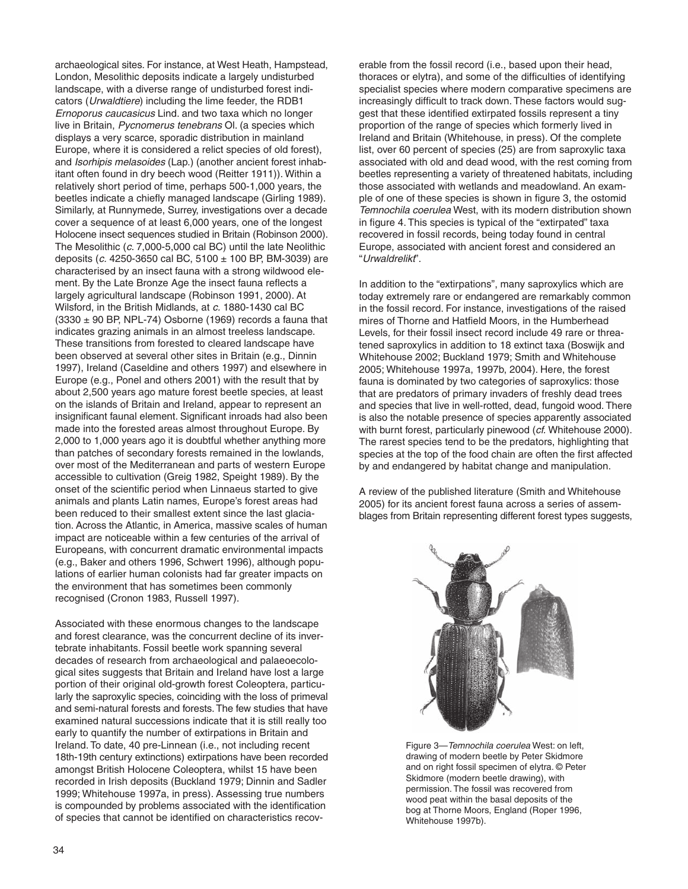archaeological sites. For instance, at West Heath, Hampstead, London, Mesolithic deposits indicate a largely undisturbed landscape, with a diverse range of undisturbed forest indicators (*Urwaldtiere*) including the lime feeder, the RDB1 *Ernoporus caucasicus* Lind. and two taxa which no longer live in Britain, *Pycnomerus tenebrans* Ol. (a species which displays a very scarce, sporadic distribution in mainland Europe, where it is considered a relict species of old forest), and *Isorhipis melasoides* (Lap.) (another ancient forest inhabitant often found in dry beech wood (Reitter 1911)). Within a relatively short period of time, perhaps 500-1,000 years, the beetles indicate a chiefly managed landscape (Girling 1989). Similarly, at Runnymede, Surrey, investigations over a decade cover a sequence of at least 6,000 years, one of the longest Holocene insect sequences studied in Britain (Robinson 2000). The Mesolithic (*c.* 7,000-5,000 cal BC) until the late Neolithic deposits (*c.* 4250-3650 cal BC, 5100 ± 100 BP, BM-3039) are characterised by an insect fauna with a strong wildwood element. By the Late Bronze Age the insect fauna reflects a largely agricultural landscape (Robinson 1991, 2000). At Wilsford, in the British Midlands, at *c.* 1880-1430 cal BC (3330 ± 90 BP, NPL-74) Osborne (1969) records a fauna that indicates grazing animals in an almost treeless landscape. These transitions from forested to cleared landscape have been observed at several other sites in Britain (e.g., Dinnin 1997), Ireland (Caseldine and others 1997) and elsewhere in Europe (e.g., Ponel and others 2001) with the result that by about 2,500 years ago mature forest beetle species, at least on the islands of Britain and Ireland, appear to represent an insignificant faunal element. Significant inroads had also been made into the forested areas almost throughout Europe. By 2,000 to 1,000 years ago it is doubtful whether anything more than patches of secondary forests remained in the lowlands, over most of the Mediterranean and parts of western Europe accessible to cultivation (Greig 1982, Speight 1989). By the onset of the scientific period when Linnaeus started to give animals and plants Latin names, Europe's forest areas had been reduced to their smallest extent since the last glaciation. Across the Atlantic, in America, massive scales of human impact are noticeable within a few centuries of the arrival of Europeans, with concurrent dramatic environmental impacts (e.g., Baker and others 1996, Schwert 1996), although populations of earlier human colonists had far greater impacts on the environment that has sometimes been commonly recognised (Cronon 1983, Russell 1997).

Associated with these enormous changes to the landscape and forest clearance, was the concurrent decline of its invertebrate inhabitants. Fossil beetle work spanning several decades of research from archaeological and palaeoecological sites suggests that Britain and Ireland have lost a large portion of their original old-growth forest Coleoptera, particularly the saproxylic species, coinciding with the loss of primeval and semi-natural forests and forests. The few studies that have examined natural successions indicate that it is still really too early to quantify the number of extirpations in Britain and Ireland. To date, 40 pre-Linnean (i.e., not including recent 18th-19th century extinctions) extirpations have been recorded amongst British Holocene Coleoptera, whilst 15 have been recorded in Irish deposits (Buckland 1979; Dinnin and Sadler 1999; Whitehouse 1997a, in press). Assessing true numbers is compounded by problems associated with the identification of species that cannot be identified on characteristics recoverable from the fossil record (i.e., based upon their head, thoraces or elytra), and some of the difficulties of identifying specialist species where modern comparative specimens are increasingly difficult to track down. These factors would suggest that these identified extirpated fossils represent a tiny proportion of the range of species which formerly lived in Ireland and Britain (Whitehouse, in press). Of the complete list, over 60 percent of species (25) are from saproxylic taxa associated with old and dead wood, with the rest coming from beetles representing a variety of threatened habitats, including those associated with wetlands and meadowland. An example of one of these species is shown in figure 3, the ostomid *Temnochila coerulea* West, with its modern distribution shown in figure 4. This species is typical of the "extirpated" taxa recovered in fossil records, being today found in central Europe, associated with ancient forest and considered an "*Urwaldrelikt*".

In addition to the "extirpations", many saproxylics which are today extremely rare or endangered are remarkably common in the fossil record. For instance, investigations of the raised mires of Thorne and Hatfield Moors, in the Humberhead Levels, for their fossil insect record include 49 rare or threatened saproxylics in addition to 18 extinct taxa (Boswijk and Whitehouse 2002; Buckland 1979; Smith and Whitehouse 2005; Whitehouse 1997a, 1997b, 2004). Here, the forest fauna is dominated by two categories of saproxylics: those that are predators of primary invaders of freshly dead trees and species that live in well-rotted, dead, fungoid wood. There is also the notable presence of species apparently associated with burnt forest, particularly pinewood (*cf.* Whitehouse 2000). The rarest species tend to be the predators, highlighting that species at the top of the food chain are often the first affected by and endangered by habitat change and manipulation.

A review of the published literature (Smith and Whitehouse 2005) for its ancient forest fauna across a series of assemblages from Britain representing different forest types suggests,

Figure 3—*Temnochila coerulea* West: on left, drawing of modern beetle by Peter Skidmore and on right fossil specimen of elytra. © Peter Skidmore (modern beetle drawing), with permission. The fossil was recovered from wood peat within the basal deposits of the bog at Thorne Moors, England (Roper 1996, Whitehouse 1997b).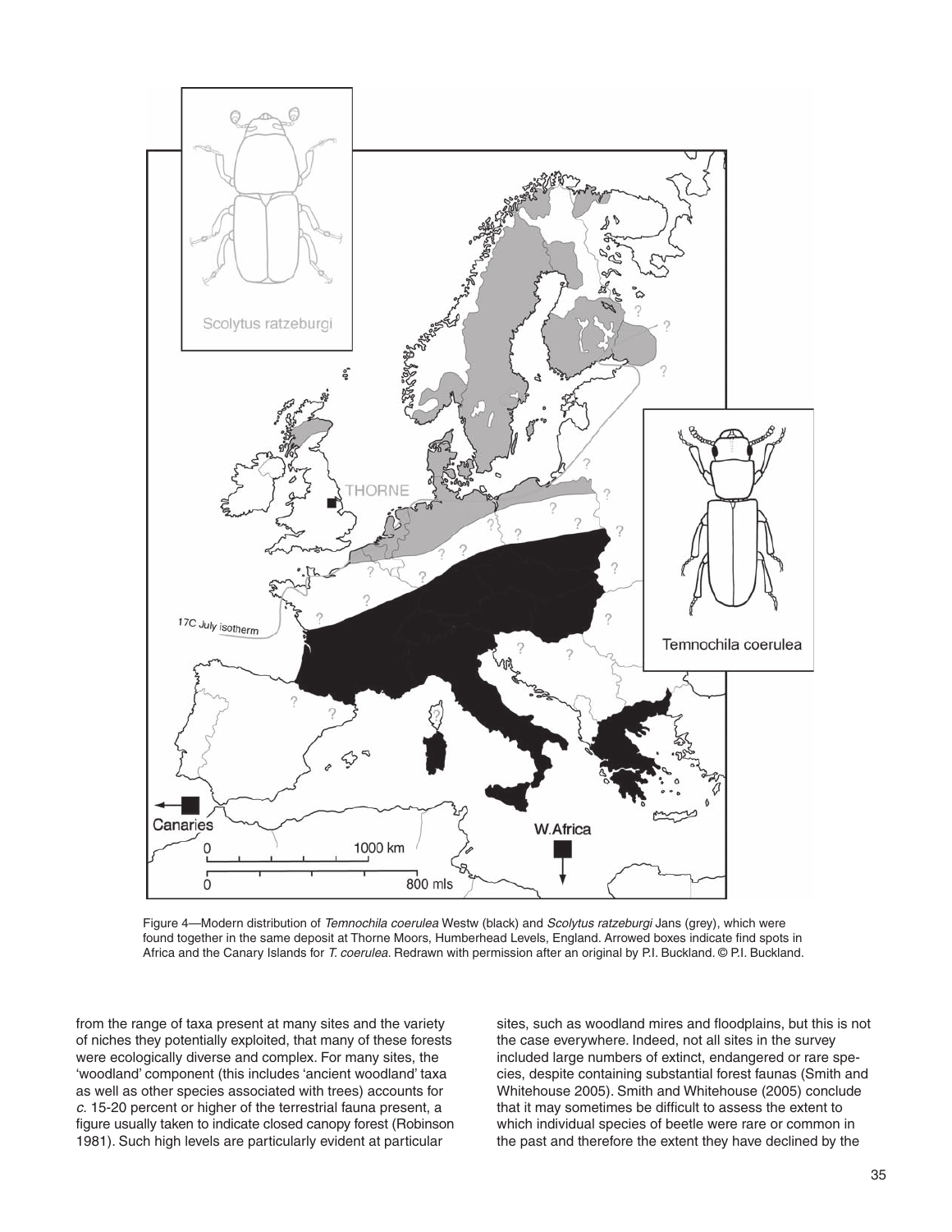Figure 4—Modern distribution of *Temnochila coerulea* Westw (black) and *Scolytus ratzeburgi* Jans (grey), which were found together in the same deposit at Thorne Moors, Humberhead Levels, England. Arrowed boxes indicate find spots in Africa and the Canary Islands for *T. coerulea*. Redrawn with permission after an original by P.I. Buckland. © P.I. Buckland.

from the range of taxa present at many sites and the variety of niches they potentially exploited, that many of these forests were ecologically diverse and complex. For many sites, the 'woodland' component (this includes 'ancient woodland' taxa as well as other species associated with trees) accounts for *c.* 15-20 percent or higher of the terrestrial fauna present, a figure usually taken to indicate closed canopy forest (Robinson 1981). Such high levels are particularly evident at particular sites, such as woodland mires and floodplains, but this is not the case everywhere. Indeed, not all sites in the survey included large numbers of extinct, endangered or rare species, despite containing substantial forest faunas (Smith and Whitehouse 2005). Smith and Whitehouse (2005) conclude that it may sometimes be difficult to assess the extent to which individual species of beetle were rare or common in the past and therefore the extent they have declined by the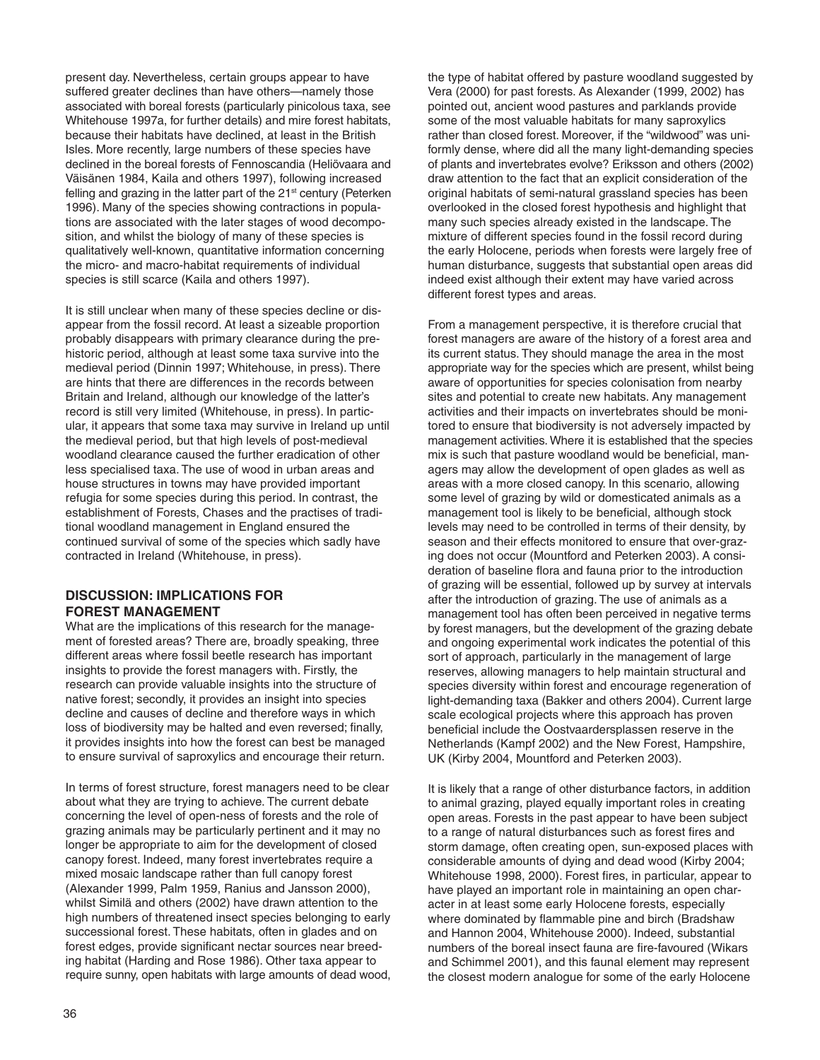present day. Nevertheless, certain groups appear to have suffered greater declines than have others—namely those associated with boreal forests (particularly pinicolous taxa, see Whitehouse 1997a, for further details) and mire forest habitats, because their habitats have declined, at least in the British Isles. More recently, large numbers of these species have declined in the boreal forests of Fennoscandia (Heliövaara and Väisänen 1984, Kaila and others 1997), following increased felling and grazing in the latter part of the 21st century (Peterken 1996). Many of the species showing contractions in populations are associated with the later stages of wood decomposition, and whilst the biology of many of these species is qualitatively well-known, quantitative information concerning the micro- and macro-habitat requirements of individual species is still scarce (Kaila and others 1997).

It is still unclear when many of these species decline or disappear from the fossil record. At least a sizeable proportion probably disappears with primary clearance during the prehistoric period, although at least some taxa survive into the medieval period (Dinnin 1997; Whitehouse, in press). There are hints that there are differences in the records between Britain and Ireland, although our knowledge of the latter's record is still very limited (Whitehouse, in press). In particular, it appears that some taxa may survive in Ireland up until the medieval period, but that high levels of post-medieval woodland clearance caused the further eradication of other less specialised taxa. The use of wood in urban areas and house structures in towns may have provided important refugia for some species during this period. In contrast, the establishment of Forests, Chases and the practises of traditional woodland management in England ensured the continued survival of some of the species which sadly have contracted in Ireland (Whitehouse, in press).

## DISCUSSION: IMPLICATIONS FOR FOREST MANAGEMENT

What are the implications of this research for the management of forested areas? There are, broadly speaking, three different areas where fossil beetle research has important insights to provide the forest managers with. Firstly, the research can provide valuable insights into the structure of native forest; secondly, it provides an insight into species decline and causes of decline and therefore ways in which loss of biodiversity may be halted and even reversed; finally, it provides insights into how the forest can best be managed to ensure survival of saproxylics and encourage their return.

In terms of forest structure, forest managers need to be clear about what they are trying to achieve. The current debate concerning the level of open-ness of forests and the role of grazing animals may be particularly pertinent and it may no longer be appropriate to aim for the development of closed canopy forest. Indeed, many forest invertebrates require a mixed mosaic landscape rather than full canopy forest (Alexander 1999, Palm 1959, Ranius and Jansson 2000), whilst Similä and others (2002) have drawn attention to the high numbers of threatened insect species belonging to early successional forest. These habitats, often in glades and on forest edges, provide significant nectar sources near breeding habitat (Harding and Rose 1986). Other taxa appear to require sunny, open habitats with large amounts of dead wood, the type of habitat offered by pasture woodland suggested by Vera (2000) for past forests. As Alexander (1999, 2002) has pointed out, ancient wood pastures and parklands provide some of the most valuable habitats for many saproxylics rather than closed forest. Moreover, if the "wildwood" was uniformly dense, where did all the many light-demanding species of plants and invertebrates evolve? Eriksson and others (2002) draw attention to the fact that an explicit consideration of the original habitats of semi-natural grassland species has been overlooked in the closed forest hypothesis and highlight that many such species already existed in the landscape. The mixture of different species found in the fossil record during the early Holocene, periods when forests were largely free of human disturbance, suggests that substantial open areas did indeed exist although their extent may have varied across different forest types and areas.

From a management perspective, it is therefore crucial that forest managers are aware of the history of a forest area and its current status. They should manage the area in the most appropriate way for the species which are present, whilst being aware of opportunities for species colonisation from nearby sites and potential to create new habitats. Any management activities and their impacts on invertebrates should be monitored to ensure that biodiversity is not adversely impacted by management activities. Where it is established that the species mix is such that pasture woodland would be beneficial, managers may allow the development of open glades as well as areas with a more closed canopy. In this scenario, allowing some level of grazing by wild or domesticated animals as a management tool is likely to be beneficial, although stock levels may need to be controlled in terms of their density, by season and their effects monitored to ensure that over-grazing does not occur (Mountford and Peterken 2003). A consideration of baseline flora and fauna prior to the introduction of grazing will be essential, followed up by survey at intervals after the introduction of grazing. The use of animals as a management tool has often been perceived in negative terms by forest managers, but the development of the grazing debate and ongoing experimental work indicates the potential of this sort of approach, particularly in the management of large reserves, allowing managers to help maintain structural and species diversity within forest and encourage regeneration of light-demanding taxa (Bakker and others 2004). Current large scale ecological projects where this approach has proven beneficial include the Oostvaardersplassen reserve in the Netherlands (Kampf 2002) and the New Forest, Hampshire, UK (Kirby 2004, Mountford and Peterken 2003).

It is likely that a range of other disturbance factors, in addition to animal grazing, played equally important roles in creating open areas. Forests in the past appear to have been subject to a range of natural disturbances such as forest fires and storm damage, often creating open, sun-exposed places with considerable amounts of dying and dead wood (Kirby 2004; Whitehouse 1998, 2000). Forest fires, in particular, appear to have played an important role in maintaining an open character in at least some early Holocene forests, especially where dominated by flammable pine and birch (Bradshaw and Hannon 2004, Whitehouse 2000). Indeed, substantial numbers of the boreal insect fauna are fire-favoured (Wikars and Schimmel 2001), and this faunal element may represent the closest modern analogue for some of the early Holocene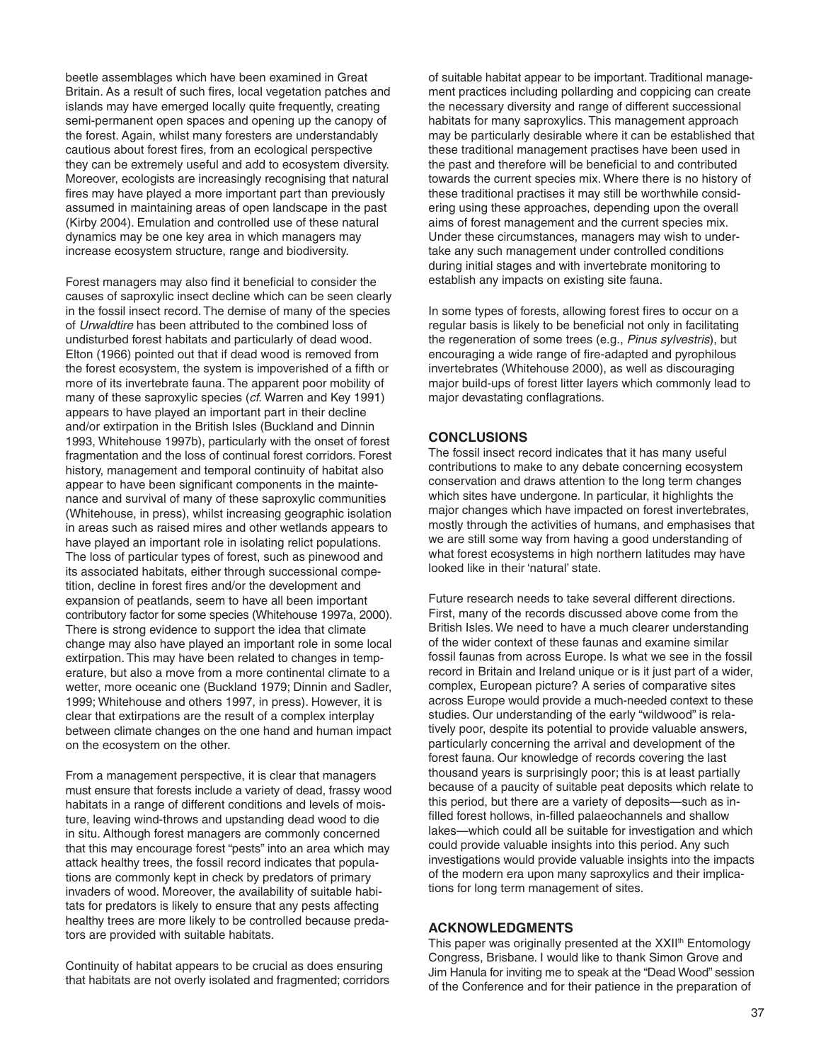beetle assemblages which have been examined in Great Britain. As a result of such fires, local vegetation patches and islands may have emerged locally quite frequently, creating semi-permanent open spaces and opening up the canopy of the forest. Again, whilst many foresters are understandably cautious about forest fires, from an ecological perspective they can be extremely useful and add to ecosystem diversity. Moreover, ecologists are increasingly recognising that natural fires may have played a more important part than previously assumed in maintaining areas of open landscape in the past (Kirby 2004). Emulation and controlled use of these natural dynamics may be one key area in which managers may increase ecosystem structure, range and biodiversity.

Forest managers may also find it beneficial to consider the causes of saproxylic insect decline which can be seen clearly in the fossil insect record. The demise of many of the species of *Urwaldtire* has been attributed to the combined loss of undisturbed forest habitats and particularly of dead wood. Elton (1966) pointed out that if dead wood is removed from the forest ecosystem, the system is impoverished of a fifth or more of its invertebrate fauna. The apparent poor mobility of many of these saproxylic species (*cf.* Warren and Key 1991) appears to have played an important part in their decline and/or extirpation in the British Isles (Buckland and Dinnin 1993, Whitehouse 1997b), particularly with the onset of forest fragmentation and the loss of continual forest corridors. Forest history, management and temporal continuity of habitat also appear to have been significant components in the maintenance and survival of many of these saproxylic communities (Whitehouse, in press), whilst increasing geographic isolation in areas such as raised mires and other wetlands appears to have played an important role in isolating relict populations. The loss of particular types of forest, such as pinewood and its associated habitats, either through successional competition, decline in forest fires and/or the development and expansion of peatlands, seem to have all been important contributory factor for some species (Whitehouse 1997a, 2000). There is strong evidence to support the idea that climate change may also have played an important role in some local extirpation. This may have been related to changes in temperature, but also a move from a more continental climate to a wetter, more oceanic one (Buckland 1979; Dinnin and Sadler, 1999; Whitehouse and others 1997, in press). However, it is clear that extirpations are the result of a complex interplay between climate changes on the one hand and human impact on the ecosystem on the other.

From a management perspective, it is clear that managers must ensure that forests include a variety of dead, frassy wood habitats in a range of different conditions and levels of moisture, leaving wind-throws and upstanding dead wood to die in situ. Although forest managers are commonly concerned that this may encourage forest "pests" into an area which may attack healthy trees, the fossil record indicates that populations are commonly kept in check by predators of primary invaders of wood. Moreover, the availability of suitable habitats for predators is likely to ensure that any pests affecting healthy trees are more likely to be controlled because predators are provided with suitable habitats.

Continuity of habitat appears to be crucial as does ensuring that habitats are not overly isolated and fragmented; corridors of suitable habitat appear to be important. Traditional management practices including pollarding and coppicing can create the necessary diversity and range of different successional habitats for many saproxylics. This management approach may be particularly desirable where it can be established that these traditional management practises have been used in the past and therefore will be beneficial to and contributed towards the current species mix. Where there is no history of these traditional practises it may still be worthwhile considering using these approaches, depending upon the overall aims of forest management and the current species mix. Under these circumstances, managers may wish to undertake any such management under controlled conditions during initial stages and with invertebrate monitoring to establish any impacts on existing site fauna.

In some types of forests, allowing forest fires to occur on a regular basis is likely to be beneficial not only in facilitating the regeneration of some trees (e.g., *Pinus sylvestris*), but encouraging a wide range of fire-adapted and pyrophilous invertebrates (Whitehouse 2000), as well as discouraging major build-ups of forest litter layers which commonly lead to major devastating conflagrations.

## CONCLUSIONS

The fossil insect record indicates that it has many useful contributions to make to any debate concerning ecosystem conservation and draws attention to the long term changes which sites have undergone. In particular, it highlights the major changes which have impacted on forest invertebrates, mostly through the activities of humans, and emphasises that we are still some way from having a good understanding of what forest ecosystems in high northern latitudes may have looked like in their 'natural' state.

Future research needs to take several different directions. First, many of the records discussed above come from the British Isles. We need to have a much clearer understanding of the wider context of these faunas and examine similar fossil faunas from across Europe. Is what we see in the fossil record in Britain and Ireland unique or is it just part of a wider, complex, European picture? A series of comparative sites across Europe would provide a much-needed context to these studies. Our understanding of the early "wildwood" is relatively poor, despite its potential to provide valuable answers, particularly concerning the arrival and development of the forest fauna. Our knowledge of records covering the last thousand years is surprisingly poor; this is at least partially because of a paucity of suitable peat deposits which relate to this period, but there are a variety of deposits—such as in-filled forest hollows, in-filled palaeochannels and shallow lakes—which could all be suitable for investigation and which could provide valuable insights into this period. Any such investigations would provide valuable insights into the impacts of the modern era upon many saproxylics and their implications for long term management of sites.

## ACKNOWLEDGMENTS

This paper was originally presented at the XXII[th] Entomology Congress, Brisbane. I would like to thank Simon Grove and Jim Hanula for inviting me to speak at the "Dead Wood" session of the Conference and for their patience in the preparation of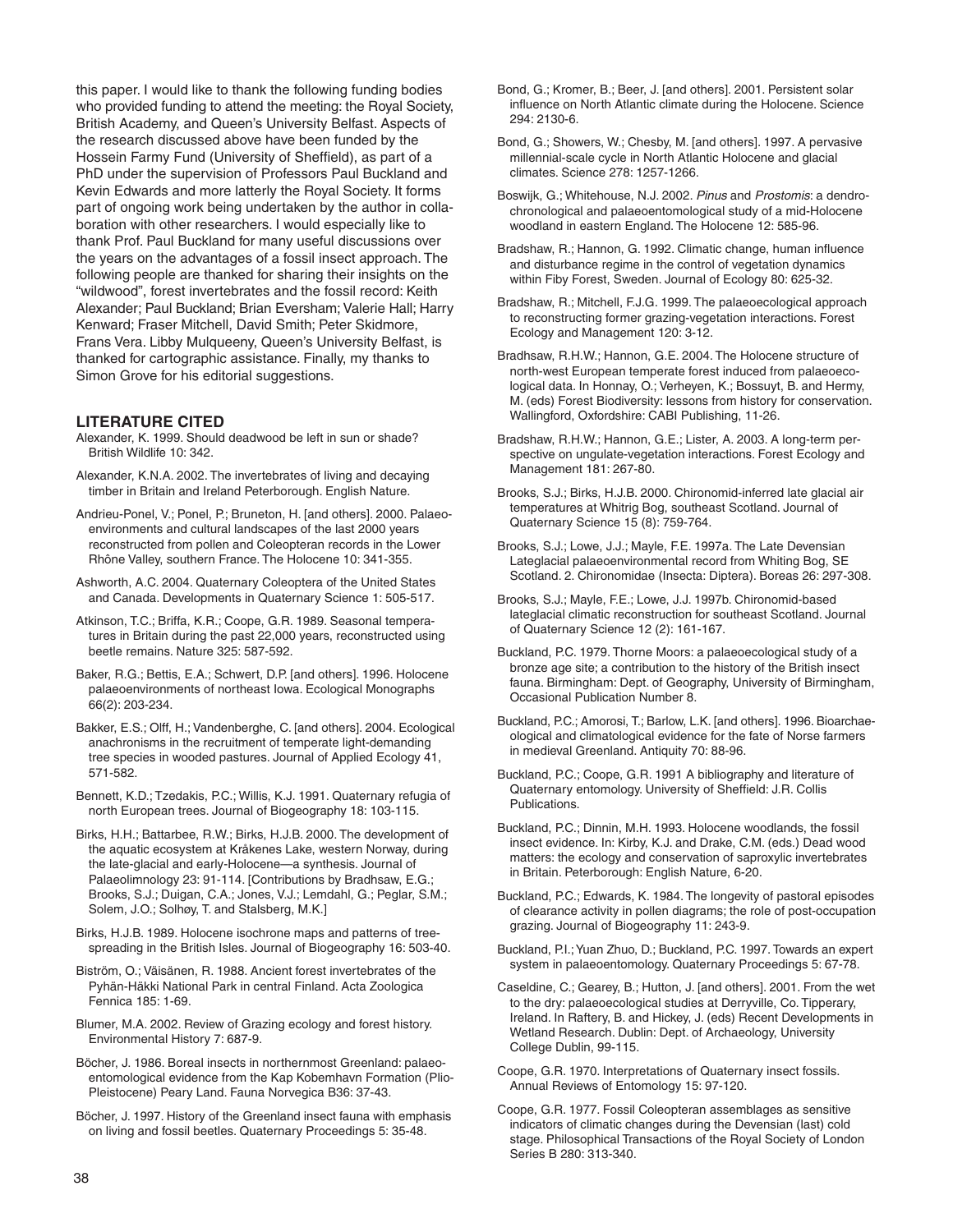this paper. I would like to thank the following funding bodies who provided funding to attend the meeting: the Royal Society, British Academy, and Queen's University Belfast. Aspects of the research discussed above have been funded by the Hossein Farmy Fund (University of Sheffield), as part of a PhD under the supervision of Professors Paul Buckland and Kevin Edwards and more latterly the Royal Society. It forms part of ongoing work being undertaken by the author in collaboration with other researchers. I would especially like to thank Prof. Paul Buckland for many useful discussions over the years on the advantages of a fossil insect approach. The following people are thanked for sharing their insights on the "wildwood", forest invertebrates and the fossil record: Keith Alexander; Paul Buckland; Brian Eversham; Valerie Hall; Harry Kenward; Fraser Mitchell, David Smith; Peter Skidmore, Frans Vera. Libby Mulqueeny, Queen's University Belfast, is thanked for cartographic assistance. Finally, my thanks to Simon Grove for his editorial suggestions.

## LITERATURE CITED

Alexander, K. 1999. Should deadwood be left in sun or shade? British Wildlife 10: 342.

Alexander, K.N.A. 2002. The invertebrates of living and decaying timber in Britain and Ireland Peterborough. English Nature.

Andrieu-Ponel, V.; Ponel, P.; Bruneton, H. [and others]. 2000. Palaeoenvironments and cultural landscapes of the last 2000 years reconstructed from pollen and Coleopteran records in the Lower Rhône Valley, southern France. The Holocene 10: 341-355.

Ashworth, A.C. 2004. Quaternary Coleoptera of the United States and Canada. Developments in Quaternary Science 1: 505-517.

Atkinson, T.C.; Briffa, K.R.; Coope, G.R. 1989. Seasonal temperatures in Britain during the past 22,000 years, reconstructed using beetle remains. Nature 325: 587-592.

Baker, R.G.; Bettis, E.A.; Schwert, D.P. [and others]. 1996. Holocene palaeoenvironments of northeast Iowa. Ecological Monographs 66(2): 203-234.

Bakker, E.S.; Olff, H.; Vandenberghe, C. [and others]. 2004. Ecological anachronisms in the recruitment of temperate light-demanding tree species in wooded pastures. Journal of Applied Ecology 41, 571-582.

Bennett, K.D.; Tzedakis, P.C.; Willis, K.J. 1991. Quaternary refugia of north European trees. Journal of Biogeography 18: 103-115.

Birks, H.H.; Battarbee, R.W.; Birks, H.J.B. 2000. The development of the aquatic ecosystem at Kråkenes Lake, western Norway, during the late-glacial and early-Holocene—a synthesis. Journal of Palaeolimnology 23: 91-114. [Contributions by Bradhsaw, E.G.; Brooks, S.J.; Duigan, C.A.; Jones, V.J.; Lemdahl, G.; Peglar, S.M.; Solem, J.O.; Solhøy, T. and Stalsberg, M.K.]

Birks, H.J.B. 1989. Holocene isochrone maps and patterns of tree-spreading in the British Isles. Journal of Biogeography 16: 503-40.

Biström, O.; Väisänen, R. 1988. Ancient forest invertebrates of the Pyhän-Häkki National Park in central Finland. Acta Zoologica Fennica 185: 1-69.

Blumer, M.A. 2002. Review of Grazing ecology and forest history. Environmental History 7: 687-9.

Böcher, J. 1986. Boreal insects in northernmost Greenland: palaeoentomological evidence from the Kap Kobemhavn Formation (Plio-Pleistocene) Peary Land. Fauna Norvegica B36: 37-43.

Böcher, J. 1997. History of the Greenland insect fauna with emphasis on living and fossil beetles. Quaternary Proceedings 5: 35-48.

Bond, G.; Kromer, B.; Beer, J. [and others]. 2001. Persistent solar influence on North Atlantic climate during the Holocene. Science 294: 2130-6.

Bond, G.; Showers, W.; Chesby, M. [and others]. 1997. A pervasive millennial-scale cycle in North Atlantic Holocene and glacial climates. Science 278: 1257-1266.

Boswijk, G.; Whitehouse, N.J. 2002. *Pinus* and *Prostomis*: a dendrochronological and palaeoentomological study of a mid-Holocene woodland in eastern England. The Holocene 12: 585-96.

Bradshaw, R.; Hannon, G. 1992. Climatic change, human influence and disturbance regime in the control of vegetation dynamics within Fiby Forest, Sweden. Journal of Ecology 80: 625-32.

Bradshaw, R.; Mitchell, F.J.G. 1999. The palaeoecological approach to reconstructing former grazing-vegetation interactions. Forest Ecology and Management 120: 3-12.

Bradhsaw, R.H.W.; Hannon, G.E. 2004. The Holocene structure of north-west European temperate forest induced from palaeoecological data. In Honnay, O.; Verheyen, K.; Bossuyt, B. and Hermy, M. (eds) Forest Biodiversity: lessons from history for conservation. Wallingford, Oxfordshire: CABI Publishing, 11-26.

Bradshaw, R.H.W.; Hannon, G.E.; Lister, A. 2003. A long-term perspective on ungulate-vegetation interactions. Forest Ecology and Management 181: 267-80.

Brooks, S.J.; Birks, H.J.B. 2000. Chironomid-inferred late glacial air temperatures at Whitrig Bog, southeast Scotland. Journal of Quaternary Science 15 (8): 759-764.

Brooks, S.J.; Lowe, J.J.; Mayle, F.E. 1997a. The Late Devensian Lateglacial palaeoenvironmental record from Whiting Bog, SE Scotland. 2. Chironomidae (Insecta: Diptera). Boreas 26: 297-308.

Brooks, S.J.; Mayle, F.E.; Lowe, J.J. 1997b. Chironomid-based lateglacial climatic reconstruction for southeast Scotland. Journal of Quaternary Science 12 (2): 161-167.

Buckland, P.C. 1979. Thorne Moors: a palaeoecological study of a bronze age site; a contribution to the history of the British insect fauna. Birmingham: Dept. of Geography, University of Birmingham, Occasional Publication Number 8.

Buckland, P.C.; Amorosi, T.; Barlow, L.K. [and others]. 1996. Bioarchaeological and climatological evidence for the fate of Norse farmers in medieval Greenland. Antiquity 70: 88-96.

Buckland, P.C.; Coope, G.R. 1991 A bibliography and literature of Quaternary entomology. University of Sheffield: J.R. Collis Publications.

Buckland, P.C.; Dinnin, M.H. 1993. Holocene woodlands, the fossil insect evidence. In: Kirby, K.J. and Drake, C.M. (eds.) Dead wood matters: the ecology and conservation of saproxylic invertebrates in Britain. Peterborough: English Nature, 6-20.

Buckland, P.C.; Edwards, K. 1984. The longevity of pastoral episodes of clearance activity in pollen diagrams; the role of post-occupation grazing. Journal of Biogeography 11: 243-9.

Buckland, P.I.; Yuan Zhuo, D.; Buckland, P.C. 1997. Towards an expert system in palaeoentomology. Quaternary Proceedings 5: 67-78.

Caseldine, C.; Gearey, B.; Hutton, J. [and others]. 2001. From the wet to the dry: palaeoecological studies at Derryville, Co. Tipperary, Ireland. In Raftery, B. and Hickey, J. (eds) Recent Developments in Wetland Research. Dublin: Dept. of Archaeology, University College Dublin, 99-115.

Coope, G.R. 1970. Interpretations of Quaternary insect fossils. Annual Reviews of Entomology 15: 97-120.

Coope, G.R. 1977. Fossil Coleopteran assemblages as sensitive indicators of climatic changes during the Devensian (last) cold stage. Philosophical Transactions of the Royal Society of London Series B 280: 313-340.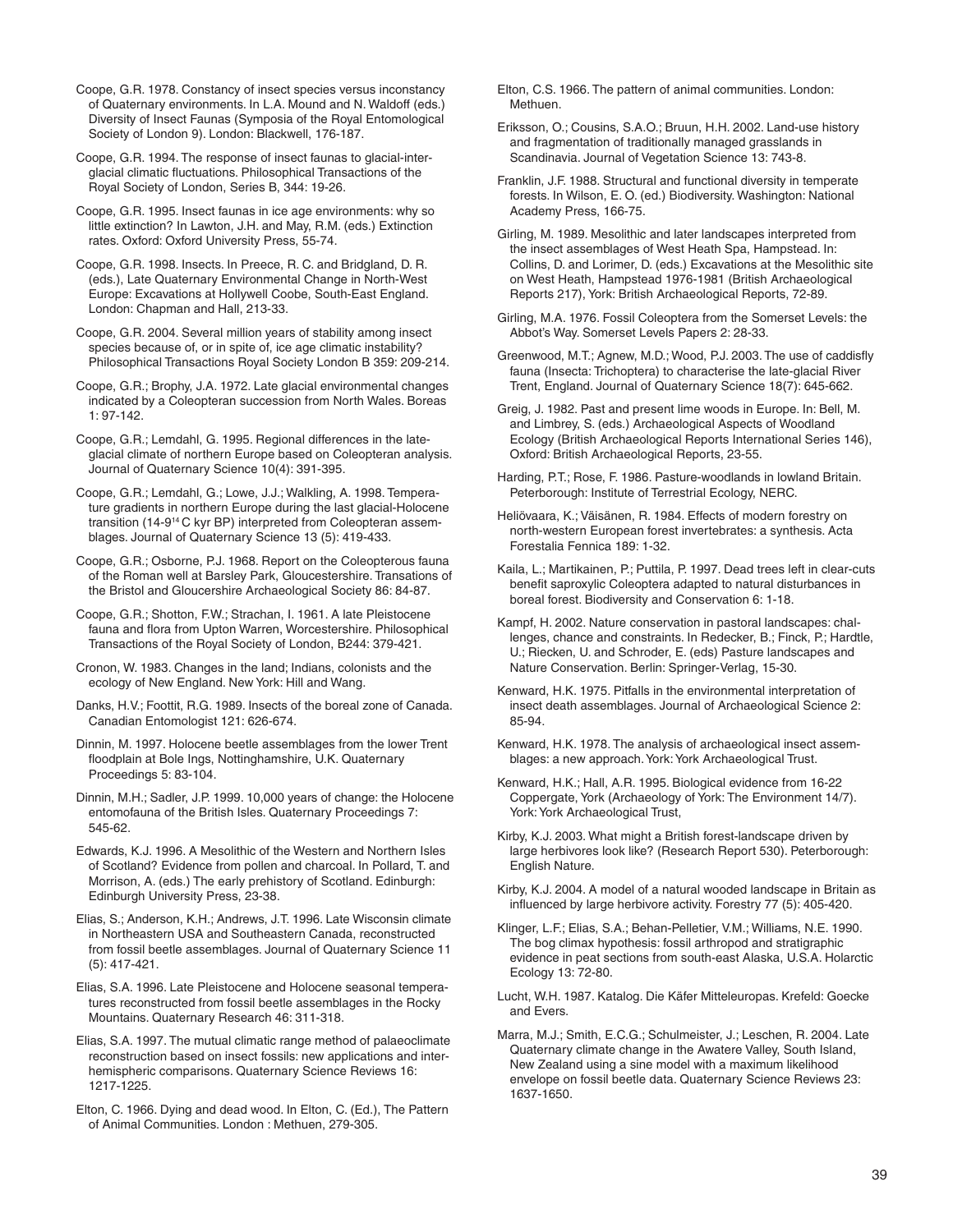Coope, G.R. 1978. Constancy of insect species versus inconstancy of Quaternary environments. In L.A. Mound and N. Waldoff (eds.) Diversity of Insect Faunas (Symposia of the Royal Entomological Society of London 9). London: Blackwell, 176-187.

Coope, G.R. 1994. The response of insect faunas to glacial-interglacial climatic fluctuations. Philosophical Transactions of the Royal Society of London, Series B, 344: 19-26.

Coope, G.R. 1995. Insect faunas in ice age environments: why so little extinction? In Lawton, J.H. and May, R.M. (eds.) Extinction rates. Oxford: Oxford University Press, 55-74.

Coope, G.R. 1998. Insects. In Preece, R. C. and Bridgland, D. R. (eds.), Late Quaternary Environmental Change in North-West Europe: Excavations at Hollywell Coobe, South-East England. London: Chapman and Hall, 213-33.

Coope, G.R. 2004. Several million years of stability among insect species because of, or in spite of, ice age climatic instability? Philosophical Transactions Royal Society London B 359: 209-214.

Coope, G.R.; Brophy, J.A. 1972. Late glacial environmental changes indicated by a Coleopteran succession from North Wales. Boreas 1: 97-142.

Coope, G.R.; Lemdahl, G. 1995. Regional differences in the late-glacial climate of northern Europe based on Coleopteran analysis. Journal of Quaternary Science 10(4): 391-395.

Coope, G.R.; Lemdahl, G.; Lowe, J.J.; Walkling, A. 1998. Temperature gradients in northern Europe during the last glacial-Holocene transition (14-9[14] C kyr BP) interpreted from Coleopteran assemblages. Journal of Quaternary Science 13 (5): 419-433.

Coope, G.R.; Osborne, P.J. 1968. Report on the Coleopterous fauna of the Roman well at Barsley Park, Gloucestershire. Transations of the Bristol and Gloucershire Archaeological Society 86: 84-87.

Coope, G.R.; Shotton, F.W.; Strachan, I. 1961. A late Pleistocene fauna and flora from Upton Warren, Worcestershire. Philosophical Transactions of the Royal Society of London, B244: 379-421.

Cronon, W. 1983. Changes in the land; Indians, colonists and the ecology of New England. New York: Hill and Wang.

Danks, H.V.; Foottit, R.G. 1989. Insects of the boreal zone of Canada. Canadian Entomologist 121: 626-674.

Dinnin, M. 1997. Holocene beetle assemblages from the lower Trent floodplain at Bole Ings, Nottinghamshire, U.K. Quaternary Proceedings 5: 83-104.

Dinnin, M.H.; Sadler, J.P. 1999. 10,000 years of change: the Holocene entomofauna of the British Isles. Quaternary Proceedings 7: 545-62.

Edwards, K.J. 1996. A Mesolithic of the Western and Northern Isles of Scotland? Evidence from pollen and charcoal. In Pollard, T. and Morrison, A. (eds.) The early prehistory of Scotland. Edinburgh: Edinburgh University Press, 23-38.

Elias, S.; Anderson, K.H.; Andrews, J.T. 1996. Late Wisconsin climate in Northeastern USA and Southeastern Canada, reconstructed from fossil beetle assemblages. Journal of Quaternary Science 11 (5): 417-421.

Elias, S.A. 1996. Late Pleistocene and Holocene seasonal temperatures reconstructed from fossil beetle assemblages in the Rocky Mountains. Quaternary Research 46: 311-318.

Elias, S.A. 1997. The mutual climatic range method of palaeoclimate reconstruction based on insect fossils: new applications and inter-hemispheric comparisons. Quaternary Science Reviews 16: 1217-1225.

Elton, C. 1966. Dying and dead wood. In Elton, C. (Ed.), The Pattern of Animal Communities. London : Methuen, 279-305.

Elton, C.S. 1966. The pattern of animal communities. London: Methuen.

Eriksson, O.; Cousins, S.A.O.; Bruun, H.H. 2002. Land-use history and fragmentation of traditionally managed grasslands in Scandinavia. Journal of Vegetation Science 13: 743-8.

Franklin, J.F. 1988. Structural and functional diversity in temperate forests. In Wilson, E. O. (ed.) Biodiversity. Washington: National Academy Press, 166-75.

Girling, M. 1989. Mesolithic and later landscapes interpreted from the insect assemblages of West Heath Spa, Hampstead. In: Collins, D. and Lorimer, D. (eds.) Excavations at the Mesolithic site on West Heath, Hampstead 1976-1981 (British Archaeological Reports 217), York: British Archaeological Reports, 72-89.

Girling, M.A. 1976. Fossil Coleoptera from the Somerset Levels: the Abbot's Way. Somerset Levels Papers 2: 28-33.

Greenwood, M.T.; Agnew, M.D.; Wood, P.J. 2003. The use of caddisfly fauna (Insecta: Trichoptera) to characterise the late-glacial River Trent, England. Journal of Quaternary Science 18(7): 645-662.

Greig, J. 1982. Past and present lime woods in Europe. In: Bell, M. and Limbrey, S. (eds.) Archaeological Aspects of Woodland Ecology (British Archaeological Reports International Series 146), Oxford: British Archaeological Reports, 23-55.

Harding, P.T.; Rose, F. 1986. Pasture-woodlands in lowland Britain. Peterborough: Institute of Terrestrial Ecology, NERC.

Heliövaara, K.; Väisänen, R. 1984. Effects of modern forestry on north-western European forest invertebrates: a synthesis. Acta Forestalia Fennica 189: 1-32.

Kaila, L.; Martikainen, P.; Puttila, P. 1997. Dead trees left in clear-cuts benefit saproxylic Coleoptera adapted to natural disturbances in boreal forest. Biodiversity and Conservation 6: 1-18.

Kampf, H. 2002. Nature conservation in pastoral landscapes: challenges, chance and constraints. In Redecker, B.; Finck, P.; Hardtle, U.; Riecken, U. and Schroder, E. (eds) Pasture landscapes and Nature Conservation. Berlin: Springer-Verlag, 15-30.

Kenward, H.K. 1975. Pitfalls in the environmental interpretation of insect death assemblages. Journal of Archaeological Science 2: 85-94.

Kenward, H.K. 1978. The analysis of archaeological insect assemblages: a new approach. York: York Archaeological Trust.

Kenward, H.K.; Hall, A.R. 1995. Biological evidence from 16-22 Coppergate, York (Archaeology of York: The Environment 14/7). York: York Archaeological Trust,

Kirby, K.J. 2003. What might a British forest-landscape driven by large herbivores look like? (Research Report 530). Peterborough: English Nature.

Kirby, K.J. 2004. A model of a natural wooded landscape in Britain as influenced by large herbivore activity. Forestry 77 (5): 405-420.

Klinger, L.F.; Elias, S.A.; Behan-Pelletier, V.M.; Williams, N.E. 1990. The bog climax hypothesis: fossil arthropod and stratigraphic evidence in peat sections from south-east Alaska, U.S.A. Holarctic Ecology 13: 72-80.

Lucht, W.H. 1987. Katalog. Die Käfer Mitteleuropas. Krefeld: Goecke and Evers.

Marra, M.J.; Smith, E.C.G.; Schulmeister, J.; Leschen, R. 2004. Late Quaternary climate change in the Awatere Valley, South Island, New Zealand using a sine model with a maximum likelihood envelope on fossil beetle data. Quaternary Science Reviews 23: 1637-1650.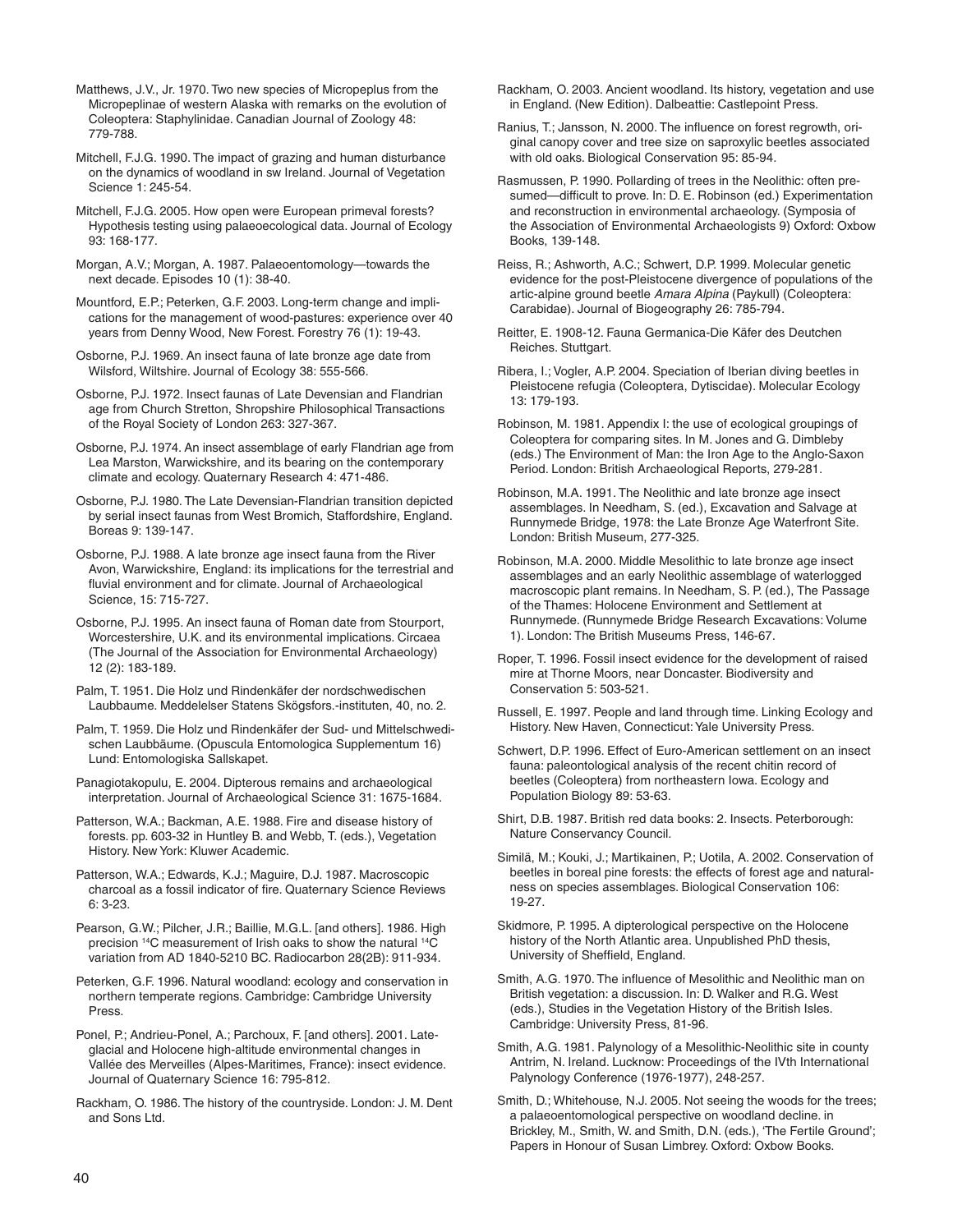Matthews, J.V., Jr. 1970. Two new species of Micropeplus from the Micropeplinae of western Alaska with remarks on the evolution of Coleoptera: Staphylinidae. Canadian Journal of Zoology 48: 779-788.

Mitchell, F.J.G. 1990. The impact of grazing and human disturbance on the dynamics of woodland in sw Ireland. Journal of Vegetation Science 1: 245-54.

Mitchell, F.J.G. 2005. How open were European primeval forests? Hypothesis testing using palaeoecological data. Journal of Ecology 93: 168-177.

Morgan, A.V.; Morgan, A. 1987. Palaeoentomology—towards the next decade. Episodes 10 (1): 38-40.

Mountford, E.P.; Peterken, G.F. 2003. Long-term change and implications for the management of wood-pastures: experience over 40 years from Denny Wood, New Forest. Forestry 76 (1): 19-43.

Osborne, P.J. 1969. An insect fauna of late bronze age date from Wilsford, Wiltshire. Journal of Ecology 38: 555-566.

Osborne, P.J. 1972. Insect faunas of Late Devensian and Flandrian age from Church Stretton, Shropshire Philosophical Transactions of the Royal Society of London 263: 327-367.

Osborne, P.J. 1974. An insect assemblage of early Flandrian age from Lea Marston, Warwickshire, and its bearing on the contemporary climate and ecology. Quaternary Research 4: 471-486.

Osborne, P.J. 1980. The Late Devensian-Flandrian transition depicted by serial insect faunas from West Bromich, Staffordshire, England. Boreas 9: 139-147.

Osborne, P.J. 1988. A late bronze age insect fauna from the River Avon, Warwickshire, England: its implications for the terrestrial and fluvial environment and for climate. Journal of Archaeological Science, 15: 715-727.

Osborne, P.J. 1995. An insect fauna of Roman date from Stourport, Worcestershire, U.K. and its environmental implications. Circaea (The Journal of the Association for Environmental Archaeology) 12 (2): 183-189.

Palm, T. 1951. Die Holz und Rindenkäfer der nordschwedischen Laubbaume. Meddelelser Statens Skögsfors.-instituten, 40, no. 2.

Palm, T. 1959. Die Holz und Rindenkäfer der Sud- und Mittelschwedischen Laubbäume. (Opuscula Entomologica Supplementum 16) Lund: Entomologiska Sallskapet.

Panagiotakopulu, E. 2004. Dipterous remains and archaeological interpretation. Journal of Archaeological Science 31: 1675-1684.

Patterson, W.A.; Backman, A.E. 1988. Fire and disease history of forests. pp. 603-32 in Huntley B. and Webb, T. (eds.), Vegetation History. New York: Kluwer Academic.

Patterson, W.A.; Edwards, K.J.; Maguire, D.J. 1987. Macroscopic charcoal as a fossil indicator of fire. Quaternary Science Reviews 6: 3-23.

Pearson, G.W.; Pilcher, J.R.; Baillie, M.G.L. [and others]. 1986. High precision $^{14}C$ measurement of Irish oaks to show the natural $^{14}C$ variation from AD 1840-5210 BC. Radiocarbon 28(2B): 911-934.

Peterken, G.F. 1996. Natural woodland: ecology and conservation in northern temperate regions. Cambridge: Cambridge University Press.

Ponel, P.; Andrieu-Ponel, A.; Parchoux, F. [and others]. 2001. Lateglacial and Holocene high-altitude environmental changes in Vallée des Merveilles (Alpes-Maritimes, France): insect evidence. Journal of Quaternary Science 16: 795-812.

Rackham, O. 1986. The history of the countryside. London: J. M. Dent and Sons Ltd.

Rackham, O. 2003. Ancient woodland. Its history, vegetation and use in England. (New Edition). Dalbeattie: Castlepoint Press.

Ranius, T.; Jansson, N. 2000. The influence on forest regrowth, original canopy cover and tree size on saproxylic beetles associated with old oaks. Biological Conservation 95: 85-94.

Rasmussen, P. 1990. Pollarding of trees in the Neolithic: often presumed—difficult to prove. In: D. E. Robinson (ed.) Experimentation and reconstruction in environmental archaeology. (Symposia of the Association of Environmental Archaeologists 9) Oxford: Oxbow Books, 139-148.

Reiss, R.; Ashworth, A.C.; Schwert, D.P. 1999. Molecular genetic evidence for the post-Pleistocene divergence of populations of the artic-alpine ground beetle *Amara Alpina* (Paykull) (Coleoptera: Carabidae). Journal of Biogeography 26: 785-794.

Reitter, E. 1908-12. Fauna Germanica-Die Käfer des Deutchen Reiches. Stuttgart.

Ribera, I.; Vogler, A.P. 2004. Speciation of Iberian diving beetles in Pleistocene refugia (Coleoptera, Dytiscidae). Molecular Ecology 13: 179-193.

Robinson, M. 1981. Appendix I: the use of ecological groupings of Coleoptera for comparing sites. In M. Jones and G. Dimbleby (eds.) The Environment of Man: the Iron Age to the Anglo-Saxon Period. London: British Archaeological Reports, 279-281.

Robinson, M.A. 1991. The Neolithic and late bronze age insect assemblages. In Needham, S. (ed.), Excavation and Salvage at Runnymede Bridge, 1978: the Late Bronze Age Waterfront Site. London: British Museum, 277-325.

Robinson, M.A. 2000. Middle Mesolithic to late bronze age insect assemblages and an early Neolithic assemblage of waterlogged macroscopic plant remains. In Needham, S. P. (ed.), The Passage of the Thames: Holocene Environment and Settlement at Runnymede. (Runnymede Bridge Research Excavations: Volume 1). London: The British Museums Press, 146-67.

Roper, T. 1996. Fossil insect evidence for the development of raised mire at Thorne Moors, near Doncaster. Biodiversity and Conservation 5: 503-521.

Russell, E. 1997. People and land through time. Linking Ecology and History. New Haven, Connecticut: Yale University Press.

Schwert, D.P. 1996. Effect of Euro-American settlement on an insect fauna: paleontological analysis of the recent chitin record of beetles (Coleoptera) from northeastern Iowa. Ecology and Population Biology 89: 53-63.

Shirt, D.B. 1987. British red data books: 2. Insects. Peterborough: Nature Conservancy Council.

Similä, M.; Kouki, J.; Martikainen, P.; Uotila, A. 2002. Conservation of beetles in boreal pine forests: the effects of forest age and naturalness on species assemblages. Biological Conservation 106: 19-27.

Skidmore, P. 1995. A dipterological perspective on the Holocene history of the North Atlantic area. Unpublished PhD thesis, University of Sheffield, England.

Smith, A.G. 1970. The influence of Mesolithic and Neolithic man on British vegetation: a discussion. In: D. Walker and R.G. West (eds.), Studies in the Vegetation History of the British Isles. Cambridge: University Press, 81-96.

Smith, A.G. 1981. Palynology of a Mesolithic-Neolithic site in county Antrim, N. Ireland. Lucknow: Proceedings of the IVth International Palynology Conference (1976-1977), 248-257.

Smith, D.; Whitehouse, N.J. 2005. Not seeing the woods for the trees; a palaeoentomological perspective on woodland decline. in Brickley, M., Smith, W. and Smith, D.N. (eds.), 'The Fertile Ground'; Papers in Honour of Susan Limbrey. Oxford: Oxbow Books.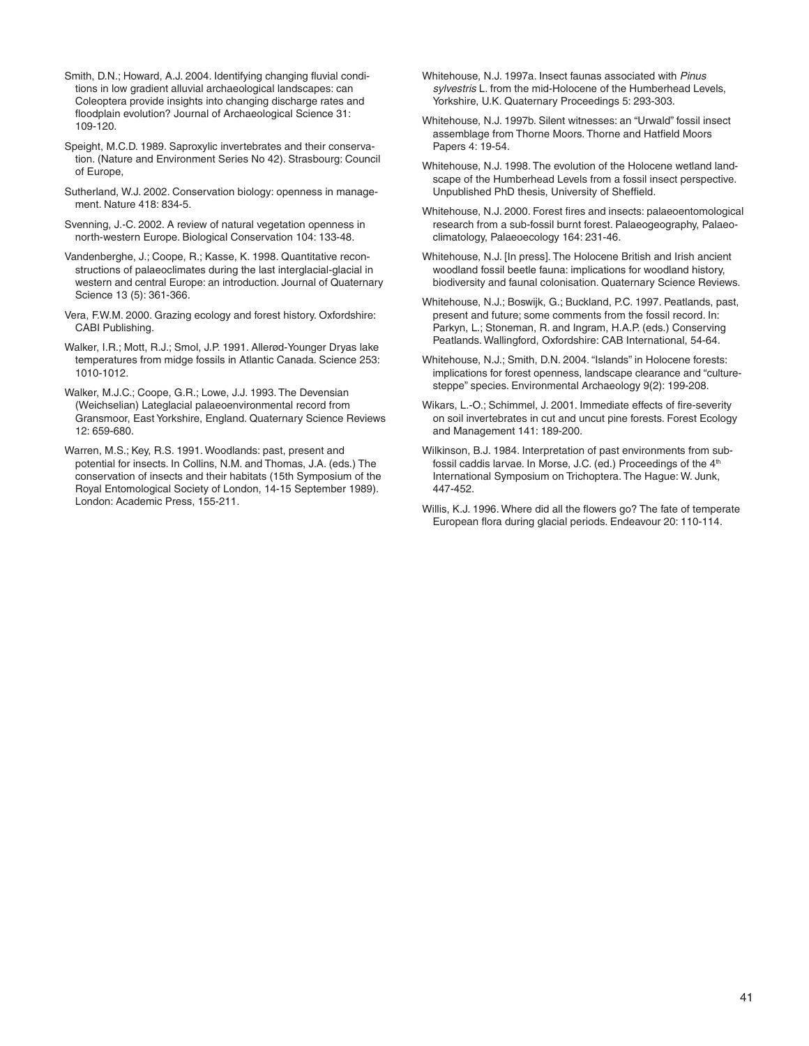Smith, D.N.; Howard, A.J. 2004. Identifying changing fluvial conditions in low gradient alluvial archaeological landscapes: can Coleoptera provide insights into changing discharge rates and floodplain evolution? Journal of Archaeological Science 31: 109-120.

Speight, M.C.D. 1989. Saproxylic invertebrates and their conservation. (Nature and Environment Series No 42). Strasbourg: Council of Europe,

Sutherland, W.J. 2002. Conservation biology: openness in management. Nature 418: 834-5.

Svenning, J.-C. 2002. A review of natural vegetation openness in north-western Europe. Biological Conservation 104: 133-48.

Vandenberghe, J.; Coope, R.; Kasse, K. 1998. Quantitative reconstructions of palaeoclimates during the last interglacial-glacial in western and central Europe: an introduction. Journal of Quaternary Science 13 (5): 361-366.

Vera, F.W.M. 2000. Grazing ecology and forest history. Oxfordshire: CABI Publishing.

Walker, I.R.; Mott, R.J.; Smol, J.P. 1991. Allerød-Younger Dryas lake temperatures from midge fossils in Atlantic Canada. Science 253: 1010-1012.

Walker, M.J.C.; Coope, G.R.; Lowe, J.J. 1993. The Devensian (Weichselian) Lateglacial palaeoenvironmental record from Gransmoor, East Yorkshire, England. Quaternary Science Reviews 12: 659-680.

Warren, M.S.; Key, R.S. 1991. Woodlands: past, present and potential for insects. In Collins, N.M. and Thomas, J.A. (eds.) The conservation of insects and their habitats (15th Symposium of the Royal Entomological Society of London, 14-15 September 1989). London: Academic Press, 155-211.

Whitehouse, N.J. 1997a. Insect faunas associated with *Pinus sylvestris* L. from the mid-Holocene of the Humberhead Levels, Yorkshire, U.K. Quaternary Proceedings 5: 293-303.

Whitehouse, N.J. 1997b. Silent witnesses: an "Urwald" fossil insect assemblage from Thorne Moors. Thorne and Hatfield Moors Papers 4: 19-54.

Whitehouse, N.J. 1998. The evolution of the Holocene wetland landscape of the Humberhead Levels from a fossil insect perspective. Unpublished PhD thesis, University of Sheffield.

Whitehouse, N.J. 2000. Forest fires and insects: palaeoentomological research from a sub-fossil burnt forest. Palaeogeography, Palaeoclimatology, Palaeoecology 164: 231-46.

Whitehouse, N.J. [In press]. The Holocene British and Irish ancient woodland fossil beetle fauna: implications for woodland history, biodiversity and faunal colonisation. Quaternary Science Reviews.

Whitehouse, N.J.; Boswijk, G.; Buckland, P.C. 1997. Peatlands, past, present and future; some comments from the fossil record. In: Parkyn, L.; Stoneman, R. and Ingram, H.A.P. (eds.) Conserving Peatlands. Wallingford, Oxfordshire: CAB International, 54-64.

Whitehouse, N.J.; Smith, D.N. 2004. "Islands" in Holocene forests: implications for forest openness, landscape clearance and "culture-steppe" species. Environmental Archaeology 9(2): 199-208.

Wikars, L.-O.; Schimmel, J. 2001. Immediate effects of fire-severity on soil invertebrates in cut and uncut pine forests. Forest Ecology and Management 141: 189-200.

Wilkinson, B.J. 1984. Interpretation of past environments from sub-fossil caddis larvae. In Morse, J.C. (ed.) Proceedings of the 4th International Symposium on Trichoptera. The Hague: W. Junk, 447-452.

Willis, K.J. 1996. Where did all the flowers go? The fate of temperate European flora during glacial periods. Endeavour 20: 110-114.